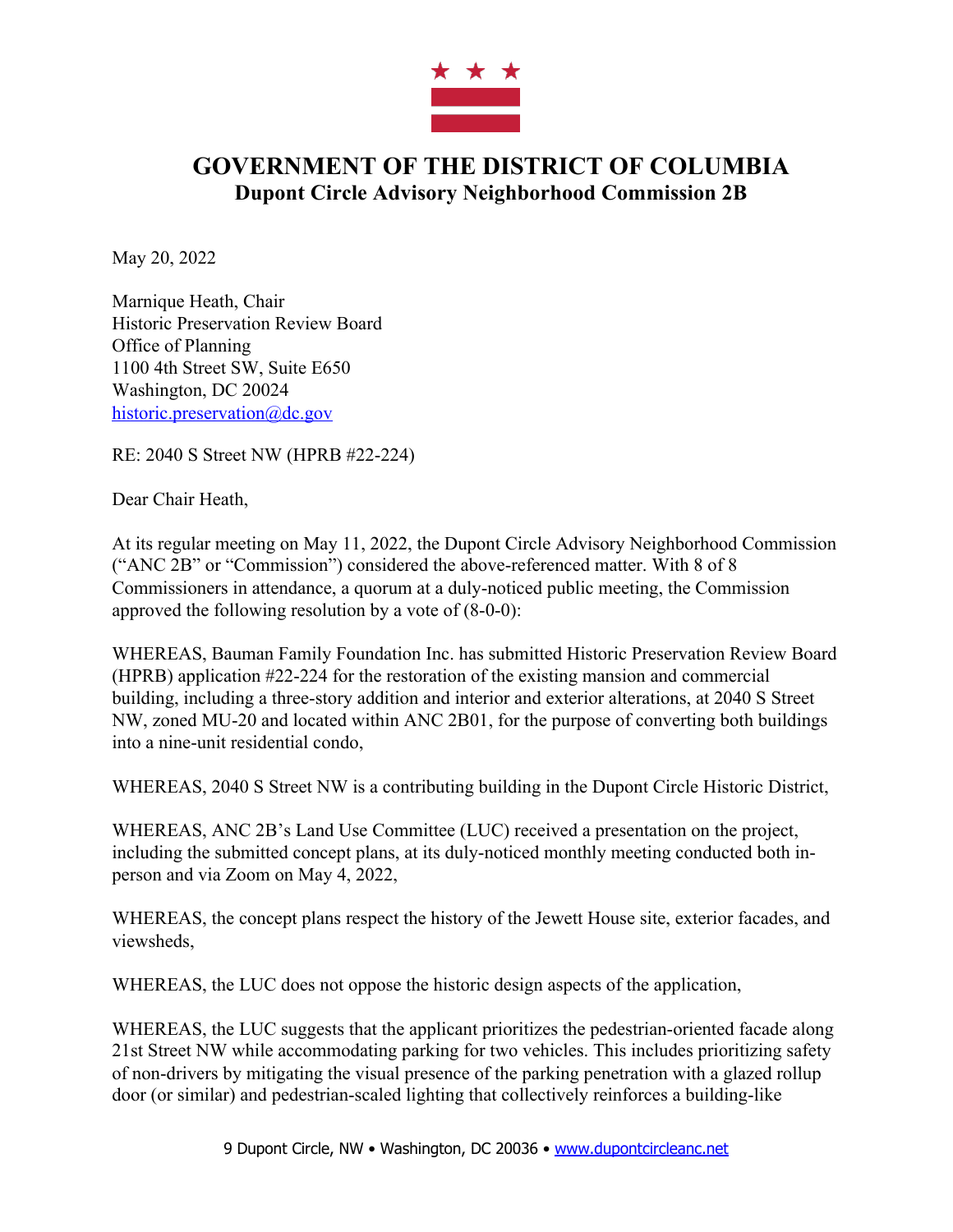# GOVERNMENT OF THE DISTRICT OF COLUMBIA

## Dupont Circle Advisory Neighborhood Commission 2B

May 20, 2022

Marnique Heath, Chair
Historic Preservation Review Board
Office of Planning
1100 4th Street SW, Suite E650
Washington, DC 20024
historic.preservation@dc.gov

RE: 2040 S Street NW (HPRB #22-224)

Dear Chair Heath,

At its regular meeting on May 11, 2022, the Dupont Circle Advisory Neighborhood Commission ("ANC 2B" or "Commission") considered the above-referenced matter. With 8 of 8 Commissioners in attendance, a quorum at a duly-noticed public meeting, the Commission approved the following resolution by a vote of (8-0-0):

WHEREAS, Bauman Family Foundation Inc. has submitted Historic Preservation Review Board (HPRB) application #22-224 for the restoration of the existing mansion and commercial building, including a three-story addition and interior and exterior alterations, at 2040 S Street NW, zoned MU-20 and located within ANC 2B01, for the purpose of converting both buildings into a nine-unit residential condo,

WHEREAS, 2040 S Street NW is a contributing building in the Dupont Circle Historic District,

WHEREAS, ANC 2B's Land Use Committee (LUC) received a presentation on the project, including the submitted concept plans, at its duly-noticed monthly meeting conducted both in-person and via Zoom on May 4, 2022,

WHEREAS, the concept plans respect the history of the Jewett House site, exterior facades, and viewsheds,

WHEREAS, the LUC does not oppose the historic design aspects of the application,

WHEREAS, the LUC suggests that the applicant prioritizes the pedestrian-oriented facade along 21st Street NW while accommodating parking for two vehicles. This includes prioritizing safety of non-drivers by mitigating the visual presence of the parking penetration with a glazed rollup door (or similar) and pedestrian-scaled lighting that collectively reinforces a building-like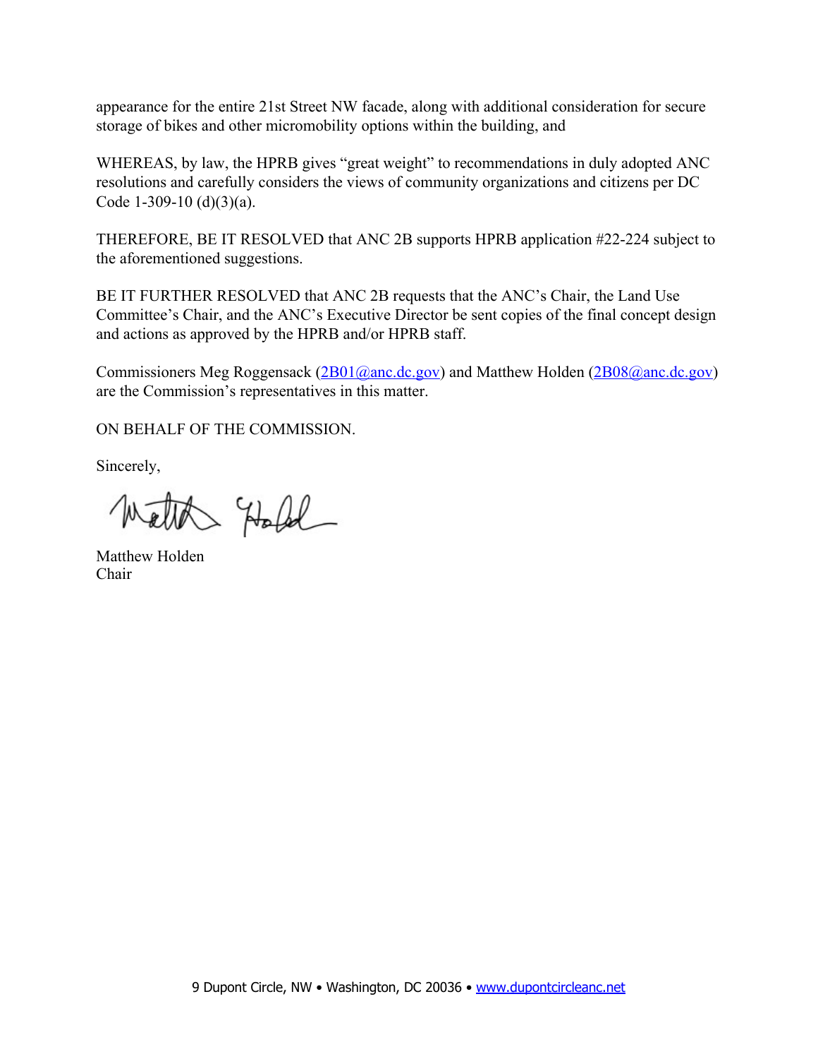appearance for the entire 21st Street NW facade, along with additional consideration for secure storage of bikes and other micromobility options within the building, and

WHEREAS, by law, the HPRB gives "great weight" to recommendations in duly adopted ANC resolutions and carefully considers the views of community organizations and citizens per DC Code 1-309-10 (d)(3)(a).

THEREFORE, BE IT RESOLVED that ANC 2B supports HPRB application #22-224 subject to the aforementioned suggestions.

BE IT FURTHER RESOLVED that ANC 2B requests that the ANC's Chair, the Land Use Committee's Chair, and the ANC's Executive Director be sent copies of the final concept design and actions as approved by the HPRB and/or HPRB staff.

Commissioners Meg Roggensack (2B01@anc.dc.gov) and Matthew Holden (2B08@anc.dc.gov) are the Commission's representatives in this matter.

ON BEHALF OF THE COMMISSION.

Sincerely,

Matthew Holden
Chair

9 Dupont Circle, NW • Washington, DC 20036 • www.dupontcircleanc.net